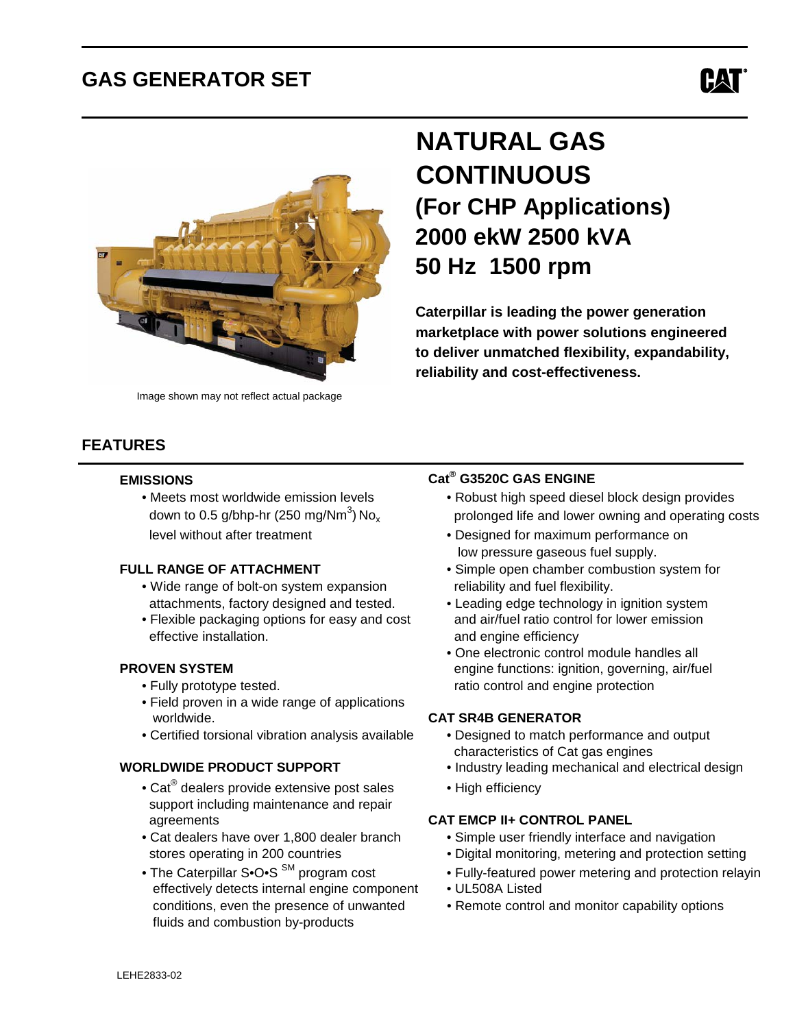# GAS GENERATOR SET

Image shown may not reflect actual package

## NATURAL GAS CONTINUOUS
## (For CHP Applications)
## 2000 ekW 2500 kVA
## 50 Hz 1500 rpm

**Caterpillar is leading the power generation marketplace with power solutions engineered to deliver unmatched flexibility, expandability, reliability and cost-effectiveness.**

## FEATURES

### EMISSIONS

- Meets most worldwide emission levels down to 0.5 g/bhp-hr (250 mg/Nm$^3$) $No_x$ level without after treatment

### FULL RANGE OF ATTACHMENT

- Wide range of bolt-on system expansion attachments, factory designed and tested.
- Flexible packaging options for easy and cost effective installation.

### PROVEN SYSTEM

- Fully prototype tested.
- Field proven in a wide range of applications worldwide.
- Certified torsional vibration analysis available

### WORLDWIDE PRODUCT SUPPORT

- Cat® dealers provide extensive post sales support including maintenance and repair agreements
- Cat dealers have over 1,800 dealer branch stores operating in 200 countries
- The Caterpillar S•O•S SM program cost effectively detects internal engine component conditions, even the presence of unwanted fluids and combustion by-products

### Cat® G3520C GAS ENGINE

- Robust high speed diesel block design provides prolonged life and lower owning and operating costs
- Designed for maximum performance on low pressure gaseous fuel supply.
- Simple open chamber combustion system for reliability and fuel flexibility.
- Leading edge technology in ignition system and air/fuel ratio control for lower emission and engine efficiency
- One electronic control module handles all engine functions: ignition, governing, air/fuel ratio control and engine protection

### CAT SR4B GENERATOR

- Designed to match performance and output characteristics of Cat gas engines
- Industry leading mechanical and electrical design
- High efficiency

### CAT EMCP II+ CONTROL PANEL

- Simple user friendly interface and navigation
- Digital monitoring, metering and protection setting
- Fully-featured power metering and protection relayin
- UL508A Listed
- Remote control and monitor capability options

LEHE2833-02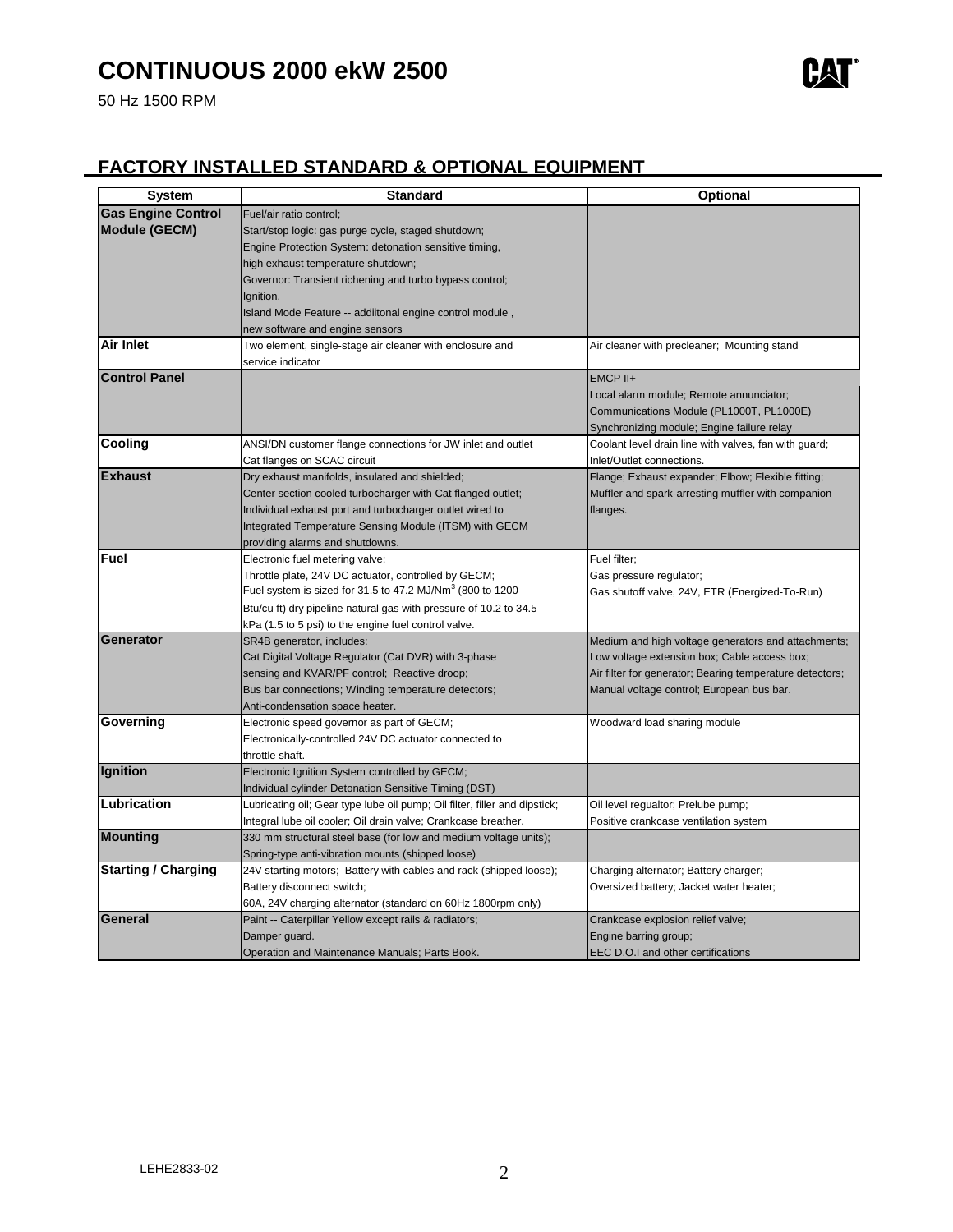# CONTINUOUS 2000 ekW 2500

50 Hz 1500 RPM

## FACTORY INSTALLED STANDARD & OPTIONAL EQUIPMENT

| System | Standard | Optional |
|---|---|---|
| **Gas Engine Control Module (GECM)** | Fuel/air ratio control;<br>Start/stop logic: gas purge cycle, staged shutdown;<br>Engine Protection System: detonation sensitive timing,<br>high exhaust temperature shutdown;<br>Governor: Transient richening and turbo bypass control;<br>Ignition.<br>Island Mode Feature -- addiitonal engine control module ,<br>new software and engine sensors | |
| **Air Inlet** | Two element, single-stage air cleaner with enclosure and service indicator | Air cleaner with precleaner; Mounting stand |
| **Control Panel** | | EMCP II+<br>Local alarm module; Remote annunciator;<br>Communications Module (PL1000T, PL1000E)<br>Synchronizing module; Engine failure relay |
| **Cooling** | ANSI/DN customer flange connections for JW inlet and outlet<br>Cat flanges on SCAC circuit | Coolant level drain line with valves, fan with guard;<br>Inlet/Outlet connections. |
| **Exhaust** | Dry exhaust manifolds, insulated and shielded;<br>Center section cooled turbocharger with Cat flanged outlet;<br>Individual exhaust port and turbocharger outlet wired to<br>Integrated Temperature Sensing Module (ITSM) with GECM<br>providing alarms and shutdowns. | Flange; Exhaust expander; Elbow; Flexible fitting;<br>Muffler and spark-arresting muffler with companion flanges. |
| **Fuel** | Electronic fuel metering valve;<br>Throttle plate, 24V DC actuator, controlled by GECM;<br>Fuel system is sized for 31.5 to 47.2 MJ/Nm$^3$ (800 to 1200<br>Btu/cu ft) dry pipeline natural gas with pressure of 10.2 to 34.5<br>kPa (1.5 to 5 psi) to the engine fuel control valve. | Fuel filter;<br>Gas pressure regulator;<br>Gas shutoff valve, 24V, ETR (Energized-To-Run) |
| **Generator** | SR4B generator, includes:<br>Cat Digital Voltage Regulator (Cat DVR) with 3-phase<br>sensing and KVAR/PF control; Reactive droop;<br>Bus bar connections; Winding temperature detectors;<br>Anti-condensation space heater. | Medium and high voltage generators and attachments;<br>Low voltage extension box; Cable access box;<br>Air filter for generator; Bearing temperature detectors;<br>Manual voltage control; European bus bar. |
| **Governing** | Electronic speed governor as part of GECM;<br>Electronically-controlled 24V DC actuator connected to<br>throttle shaft. | Woodward load sharing module |
| **Ignition** | Electronic Ignition System controlled by GECM;<br>Individual cylinder Detonation Sensitive Timing (DST) | |
| **Lubrication** | Lubricating oil; Gear type lube oil pump; Oil filter, filler and dipstick;<br>Integral lube oil cooler; Oil drain valve; Crankcase breather. | Oil level regualtor; Prelube pump;<br>Positive crankcase ventilation system |
| **Mounting** | 330 mm structural steel base (for low and medium voltage units);<br>Spring-type anti-vibration mounts (shipped loose) | |
| **Starting / Charging** | 24V starting motors; Battery with cables and rack (shipped loose);<br>Battery disconnect switch;<br>60A, 24V charging alternator (standard on 60Hz 1800rpm only) | Charging alternator; Battery charger;<br>Oversized battery; Jacket water heater; |
| **General** | Paint -- Caterpillar Yellow except rails & radiators;<br>Damper guard.<br>Operation and Maintenance Manuals; Parts Book. | Crankcase explosion relief valve;<br>Engine barring group;<br>EEC D.O.I and other certifications |

LEHE2833-02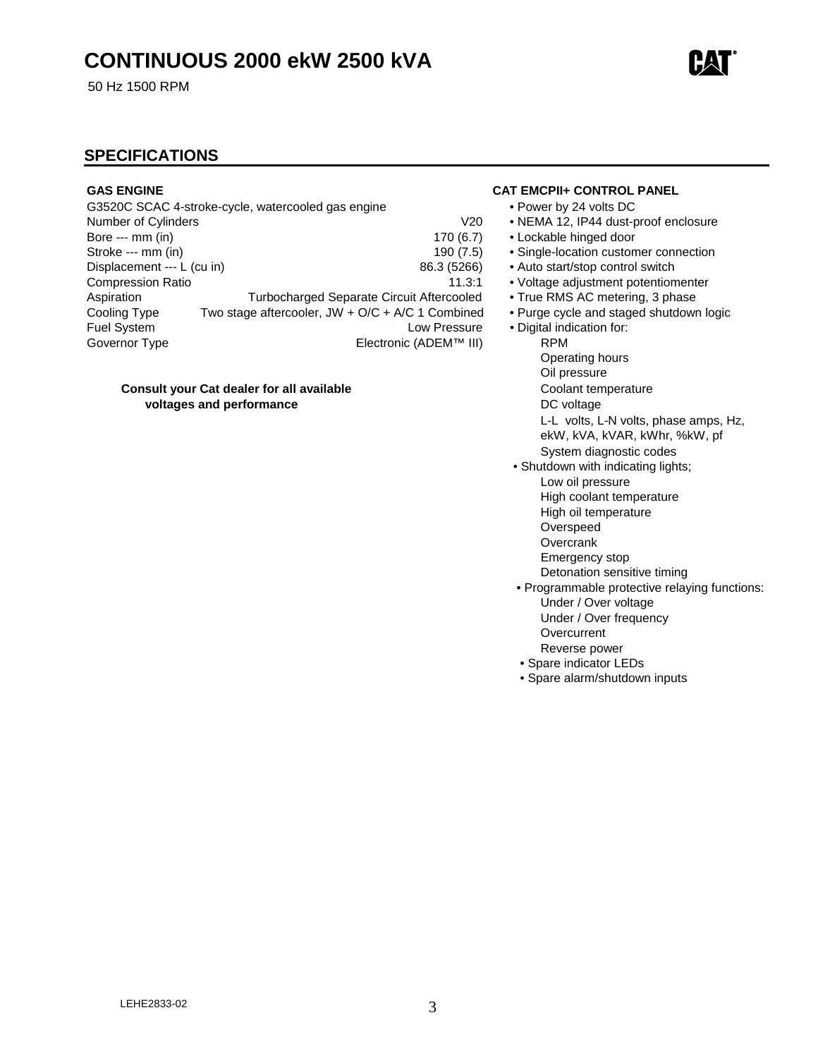# CONTINUOUS 2000 ekW 2500 kVA

50 Hz 1500 RPM

## SPECIFICATIONS

### GAS ENGINE

G3520C SCAC 4-stroke-cycle, watercooled gas engine

| | |
|---|---|
| Number of Cylinders | V20 |
| Bore --- mm (in) | 170 (6.7) |
| Stroke --- mm (in) | 190 (7.5) |
| Displacement --- L (cu in) | 86.3 (5266) |
| Compression Ratio | 11.3:1 |
| Aspiration | Turbocharged Separate Circuit Aftercooled |
| Cooling Type | Two stage aftercooler, JW + O/C + A/C 1 Combined |
| Fuel System | Low Pressure |
| Governor Type | Electronic (ADEM™ III) |

**Consult your Cat dealer for all available voltages and performance**

### CAT EMCPII+ CONTROL PANEL

- Power by 24 volts DC
- NEMA 12, IP44 dust-proof enclosure
- Lockable hinged door
- Single-location customer connection
- Auto start/stop control switch
- Voltage adjustment potentiomenter
- True RMS AC metering, 3 phase
- Purge cycle and staged shutdown logic
- Digital indication for:
  - RPM
  - Operating hours
  - Oil pressure
  - Coolant temperature
  - DC voltage
  - L-L volts, L-N volts, phase amps, Hz, ekW, kVA, kVAR, kWhr, %kW, pf
  - System diagnostic codes
- Shutdown with indicating lights;
  - Low oil pressure
  - High coolant temperature
  - High oil temperature
  - Overspeed
  - Overcrank
  - Emergency stop
  - Detonation sensitive timing
- Programmable protective relaying functions:
  - Under / Over voltage
  - Under / Over frequency
  - Overcurrent
  - Reverse power
- Spare indicator LEDs
- Spare alarm/shutdown inputs

LEHE2833-02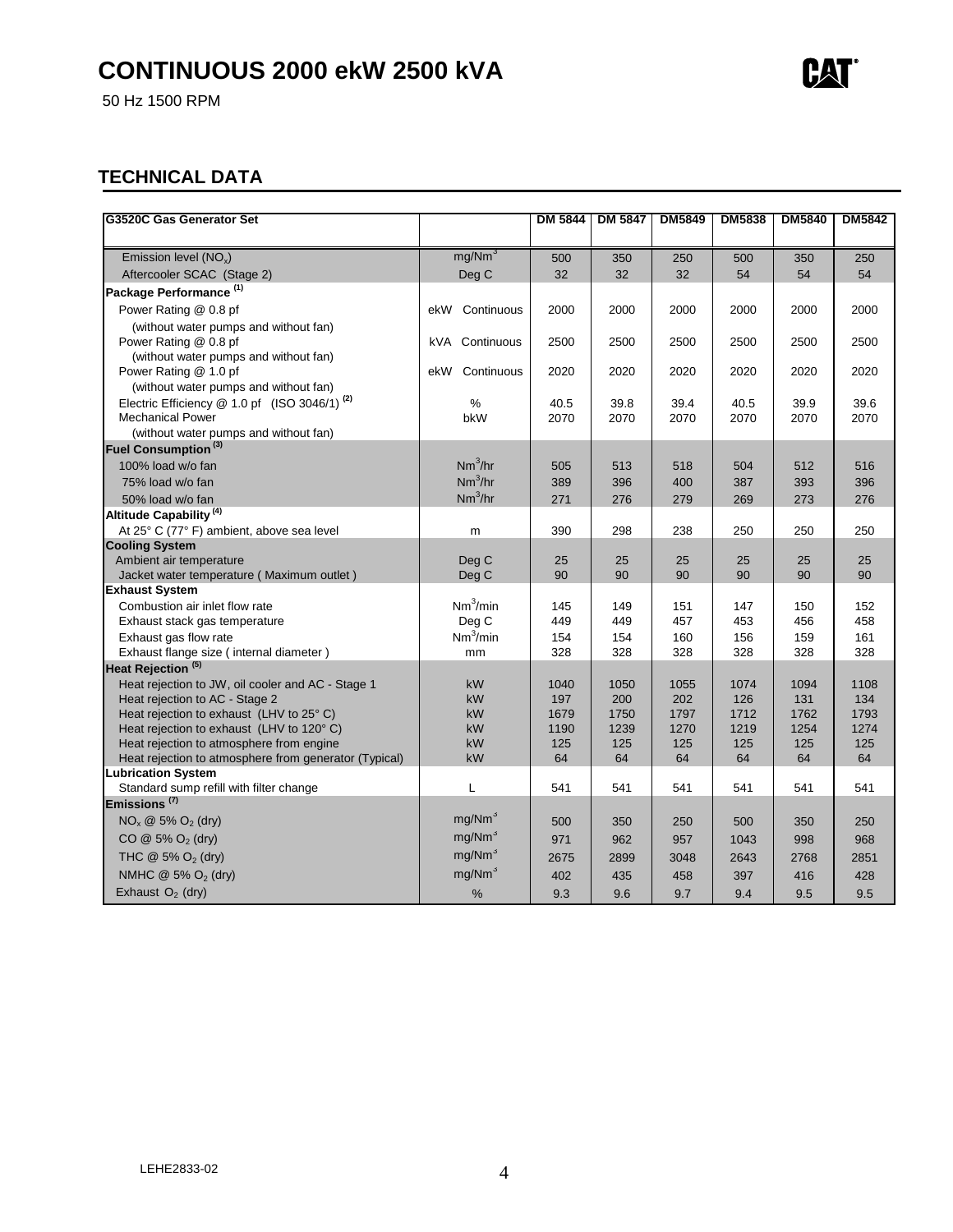# CONTINUOUS 2000 ekW 2500 kVA

50 Hz 1500 RPM

## TECHNICAL DATA

| G3520C Gas Generator Set | | DM 5844 | DM 5847 | DM5849 | DM5838 | DM5840 | DM5842 |
|---|---|---|---|---|---|---|---|
| Emission level ($NO_x$) | mg/Nm³ | 500 | 350 | 250 | 500 | 350 | 250 |
| Aftercooler SCAC (Stage 2) | Deg C | 32 | 32 | 32 | 54 | 54 | 54 |
| **Package Performance [(1)]** | | | | | | | |
| Power Rating @ 0.8 pf (without water pumps and without fan) | ekW Continuous | 2000 | 2000 | 2000 | 2000 | 2000 | 2000 |
| Power Rating @ 0.8 pf (without water pumps and without fan) | kVA Continuous | 2500 | 2500 | 2500 | 2500 | 2500 | 2500 |
| Power Rating @ 1.0 pf (without water pumps and without fan) | ekW Continuous | 2020 | 2020 | 2020 | 2020 | 2020 | 2020 |
| Electric Efficiency @ 1.0 pf (ISO 3046/1) [(2)] | % | 40.5 | 39.8 | 39.4 | 40.5 | 39.9 | 39.6 |
| Mechanical Power (without water pumps and without fan) | bkW | 2070 | 2070 | 2070 | 2070 | 2070 | 2070 |
| **Fuel Consumption [(3)]** | | | | | | | |
| 100% load w/o fan | Nm³/hr | 505 | 513 | 518 | 504 | 512 | 516 |
| 75% load w/o fan | Nm³/hr | 389 | 396 | 400 | 387 | 393 | 396 |
| 50% load w/o fan | Nm³/hr | 271 | 276 | 279 | 269 | 273 | 276 |
| **Altitude Capability [(4)]** | | | | | | | |
| At 25° C (77° F) ambient, above sea level | m | 390 | 298 | 238 | 250 | 250 | 250 |
| **Cooling System** | | | | | | | |
| Ambient air temperature | Deg C | 25 | 25 | 25 | 25 | 25 | 25 |
| Jacket water temperature ( Maximum outlet ) | Deg C | 90 | 90 | 90 | 90 | 90 | 90 |
| **Exhaust System** | | | | | | | |
| Combustion air inlet flow rate | Nm³/min | 145 | 149 | 151 | 147 | 150 | 152 |
| Exhaust stack gas temperature | Deg C | 449 | 449 | 457 | 453 | 456 | 458 |
| Exhaust gas flow rate | Nm³/min | 154 | 154 | 160 | 156 | 159 | 161 |
| Exhaust flange size ( internal diameter ) | mm | 328 | 328 | 328 | 328 | 328 | 328 |
| **Heat Rejection [(5)]** | | | | | | | |
| Heat rejection to JW, oil cooler and AC - Stage 1 | kW | 1040 | 1050 | 1055 | 1074 | 1094 | 1108 |
| Heat rejection to AC - Stage 2 | kW | 197 | 200 | 202 | 126 | 131 | 134 |
| Heat rejection to exhaust (LHV to 25° C) | kW | 1679 | 1750 | 1797 | 1712 | 1762 | 1793 |
| Heat rejection to exhaust (LHV to 120° C) | kW | 1190 | 1239 | 1270 | 1219 | 1254 | 1274 |
| Heat rejection to atmosphere from engine | kW | 125 | 125 | 125 | 125 | 125 | 125 |
| Heat rejection to atmosphere from generator (Typical) | kW | 64 | 64 | 64 | 64 | 64 | 64 |
| **Lubrication System** | | | | | | | |
| Standard sump refill with filter change | L | 541 | 541 | 541 | 541 | 541 | 541 |
| **Emissions [(7)]** | | | | | | | |
| $NO_x$ @ 5% $O_2$ (dry) | mg/Nm³ | 500 | 350 | 250 | 500 | 350 | 250 |
| CO @ 5% $O_2$ (dry) | mg/Nm³ | 971 | 962 | 957 | 1043 | 998 | 968 |
| THC @ 5% $O_2$ (dry) | mg/Nm³ | 2675 | 2899 | 3048 | 2643 | 2768 | 2851 |
| NMHC @ 5% $O_2$ (dry) | mg/Nm³ | 402 | 435 | 458 | 397 | 416 | 428 |
| Exhaust $O_2$ (dry) | % | 9.3 | 9.6 | 9.7 | 9.4 | 9.5 | 9.5 |

LEHE2833-02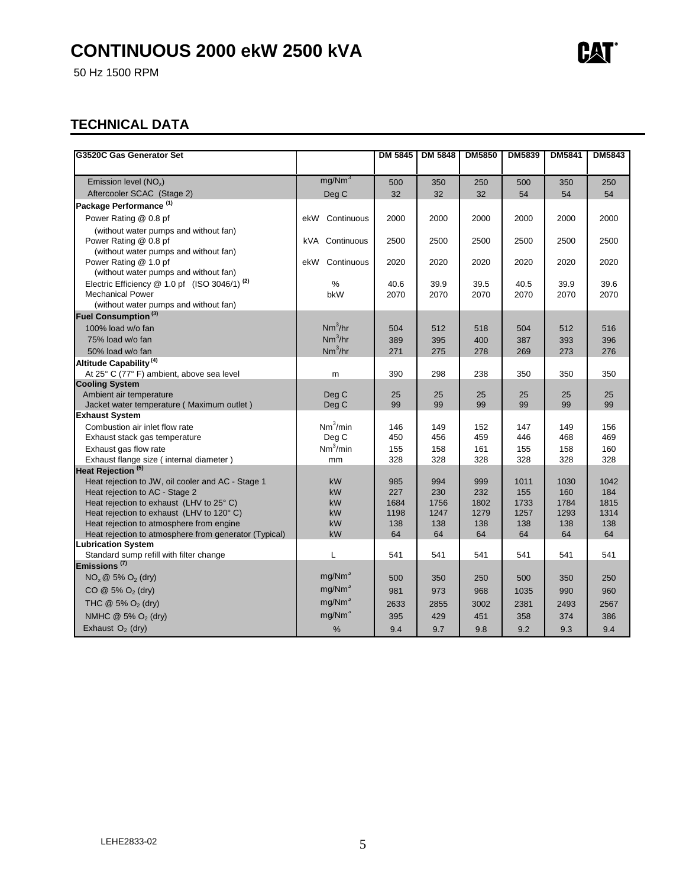# CONTINUOUS 2000 ekW 2500 kVA

50 Hz 1500 RPM

## TECHNICAL DATA

| G3520C Gas Generator Set | | DM 5845 | DM 5848 | DM5850 | DM5839 | DM5841 | DM5843 |
|---|---|---|---|---|---|---|---|
| Emission level ($NO_x$) | mg/$Nm^3$ | 500 | 350 | 250 | 500 | 350 | 250 |
| Aftercooler SCAC (Stage 2) | Deg C | 32 | 32 | 32 | 54 | 54 | 54 |
| **Package Performance** [1] | | | | | | | |
| Power Rating @ 0.8 pf (without water pumps and without fan) | ekW Continuous | 2000 | 2000 | 2000 | 2000 | 2000 | 2000 |
| Power Rating @ 0.8 pf (without water pumps and without fan) | kVA Continuous | 2500 | 2500 | 2500 | 2500 | 2500 | 2500 |
| Power Rating @ 1.0 pf (without water pumps and without fan) | ekW Continuous | 2020 | 2020 | 2020 | 2020 | 2020 | 2020 |
| Electric Efficiency @ 1.0 pf (ISO 3046/1) [2] | % | 40.6 | 39.9 | 39.5 | 40.5 | 39.9 | 39.6 |
| Mechanical Power (without water pumps and without fan) | bkW | 2070 | 2070 | 2070 | 2070 | 2070 | 2070 |
| **Fuel Consumption** [3] | | | | | | | |
| 100% load w/o fan | $Nm^3$/hr | 504 | 512 | 518 | 504 | 512 | 516 |
| 75% load w/o fan | $Nm^3$/hr | 389 | 395 | 400 | 387 | 393 | 396 |
| 50% load w/o fan | $Nm^3$/hr | 271 | 275 | 278 | 269 | 273 | 276 |
| **Altitude Capability** [4] | | | | | | | |
| At 25° C (77° F) ambient, above sea level | m | 390 | 298 | 238 | 350 | 350 | 350 |
| **Cooling System** | | | | | | | |
| Ambient air temperature | Deg C | 25 | 25 | 25 | 25 | 25 | 25 |
| Jacket water temperature ( Maximum outlet ) | Deg C | 99 | 99 | 99 | 99 | 99 | 99 |
| **Exhaust System** | | | | | | | |
| Combustion air inlet flow rate | $Nm^3$/min | 146 | 149 | 152 | 147 | 149 | 156 |
| Exhaust stack gas temperature | Deg C | 450 | 456 | 459 | 446 | 468 | 469 |
| Exhaust gas flow rate | $Nm^3$/min | 155 | 158 | 161 | 155 | 158 | 160 |
| Exhaust flange size ( internal diameter ) | mm | 328 | 328 | 328 | 328 | 328 | 328 |
| **Heat Rejection** [5] | | | | | | | |
| Heat rejection to JW, oil cooler and AC - Stage 1 | kW | 985 | 994 | 999 | 1011 | 1030 | 1042 |
| Heat rejection to AC - Stage 2 | kW | 227 | 230 | 232 | 155 | 160 | 184 |
| Heat rejection to exhaust (LHV to 25° C) | kW | 1684 | 1756 | 1802 | 1733 | 1784 | 1815 |
| Heat rejection to exhaust (LHV to 120° C) | kW | 1198 | 1247 | 1279 | 1257 | 1293 | 1314 |
| Heat rejection to atmosphere from engine | kW | 138 | 138 | 138 | 138 | 138 | 138 |
| Heat rejection to atmosphere from generator (Typical) | kW | 64 | 64 | 64 | 64 | 64 | 64 |
| **Lubrication System** | | | | | | | |
| Standard sump refill with filter change | L | 541 | 541 | 541 | 541 | 541 | 541 |
| **Emissions** [7] | | | | | | | |
| $NO_x$ @ 5% $O_2$ (dry) | mg/$Nm^3$ | 500 | 350 | 250 | 500 | 350 | 250 |
| CO @ 5% $O_2$ (dry) | mg/$Nm^3$ | 981 | 973 | 968 | 1035 | 990 | 960 |
| THC @ 5% $O_2$ (dry) | mg/$Nm^3$ | 2633 | 2855 | 3002 | 2381 | 2493 | 2567 |
| NMHC @ 5% $O_2$ (dry) | mg/$Nm^3$ | 395 | 429 | 451 | 358 | 374 | 386 |
| Exhaust $O_2$ (dry) | % | 9.4 | 9.7 | 9.8 | 9.2 | 9.3 | 9.4 |

LEHE2833-02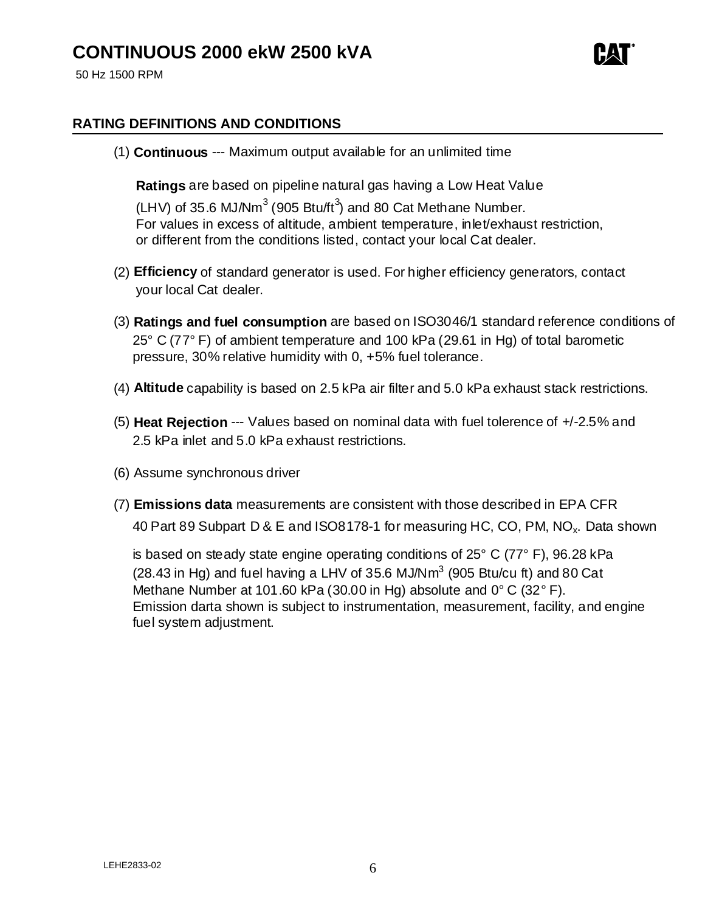# CONTINUOUS 2000 ekW 2500 kVA

50 Hz 1500 RPM

## RATING DEFINITIONS AND CONDITIONS

(1) **Continuous** --- Maximum output available for an unlimited time

**Ratings** are based on pipeline natural gas having a Low Heat Value (LHV) of 35.6 MJ/Nm$^3$ (905 Btu/ft$^3$) and 80 Cat Methane Number. For values in excess of altitude, ambient temperature, inlet/exhaust restriction, or different from the conditions listed, contact your local Cat dealer.

(2) **Efficiency** of standard generator is used. For higher efficiency generators, contact your local Cat dealer.

(3) **Ratings and fuel consumption** are based on ISO3046/1 standard reference conditions of 25° C (77° F) of ambient temperature and 100 kPa (29.61 in Hg) of total barometic pressure, 30% relative humidity with 0, +5% fuel tolerance.

(4) **Altitude** capability is based on 2.5 kPa air filter and 5.0 kPa exhaust stack restrictions.

(5) **Heat Rejection** --- Values based on nominal data with fuel tolerence of +/-2.5% and 2.5 kPa inlet and 5.0 kPa exhaust restrictions.

(6) Assume synchronous driver

(7) **Emissions data** measurements are consistent with those described in EPA CFR 40 Part 89 Subpart D & E and ISO8178-1 for measuring HC, CO, PM, $NO_x$. Data shown is based on steady state engine operating conditions of 25° C (77° F), 96.28 kPa (28.43 in Hg) and fuel having a LHV of 35.6 MJ/Nm$^3$ (905 Btu/cu ft) and 80 Cat Methane Number at 101.60 kPa (30.00 in Hg) absolute and 0° C (32° F). Emission darta shown is subject to instrumentation, measurement, facility, and engine fuel system adjustment.

LEHE2833-02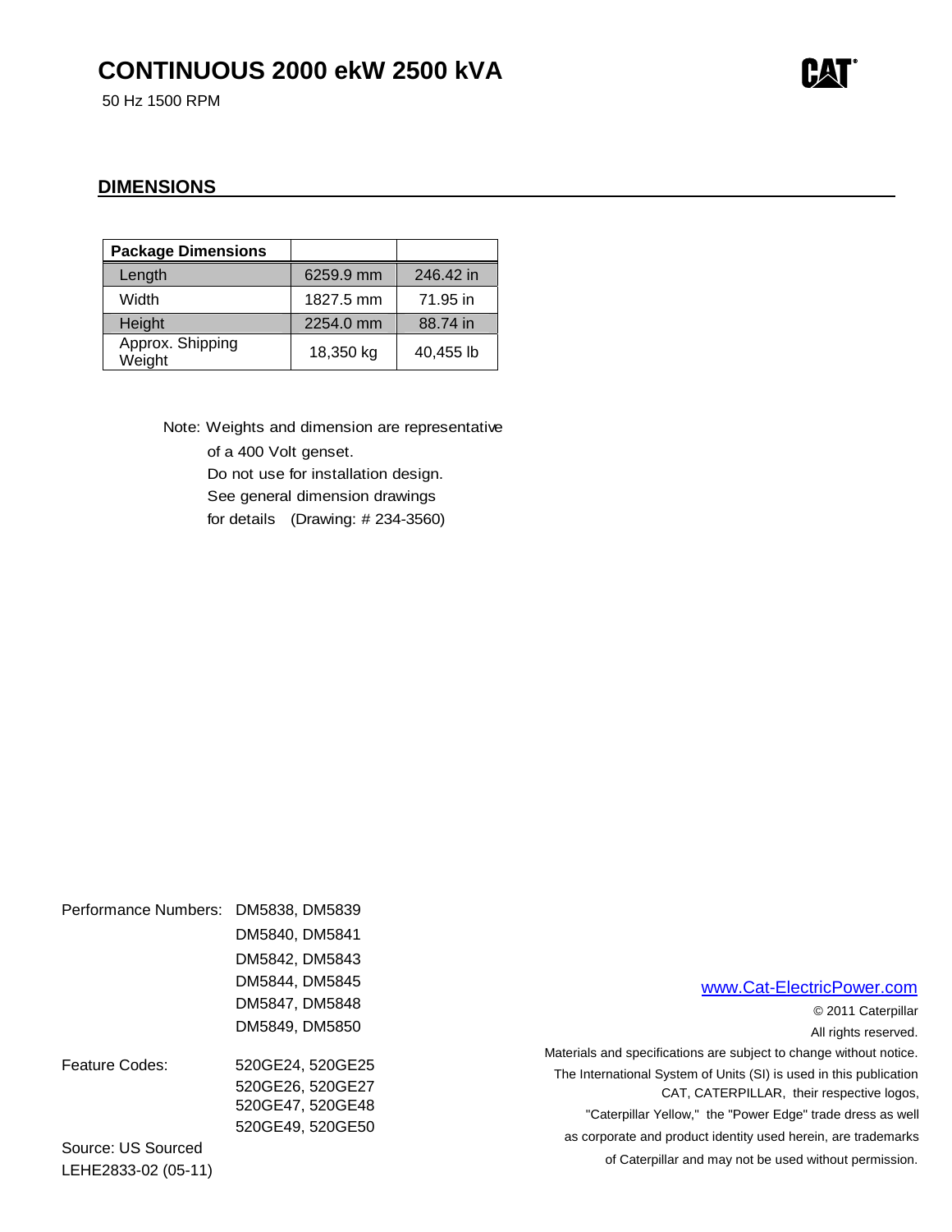# CONTINUOUS 2000 ekW 2500 kVA

50 Hz 1500 RPM

## DIMENSIONS

| Package Dimensions | | |
|---|---|---|
| Length | 6259.9 mm | 246.42 in |
| Width | 1827.5 mm | 71.95 in |
| Height | 2254.0 mm | 88.74 in |
| Approx. Shipping Weight | 18,350 kg | 40,455 lb |

Note: Weights and dimension are representative of a 400 Volt genset. Do not use for installation design. See general dimension drawings for details (Drawing: # 234-3560)

Performance Numbers: DM5838, DM5839, DM5840, DM5841, DM5842, DM5843, DM5844, DM5845, DM5847, DM5848, DM5849, DM5850

Feature Codes: 520GE24, 520GE25, 520GE26, 520GE27, 520GE47, 520GE48, 520GE49, 520GE50

Source: US Sourced

LEHE2833-02 (05-11)

www.Cat-ElectricPower.com

© 2011 Caterpillar

All rights reserved.

Materials and specifications are subject to change without notice.

The International System of Units (SI) is used in this publication

CAT, CATERPILLAR, their respective logos, "Caterpillar Yellow," the "Power Edge" trade dress as well as corporate and product identity used herein, are trademarks of Caterpillar and may not be used without permission.